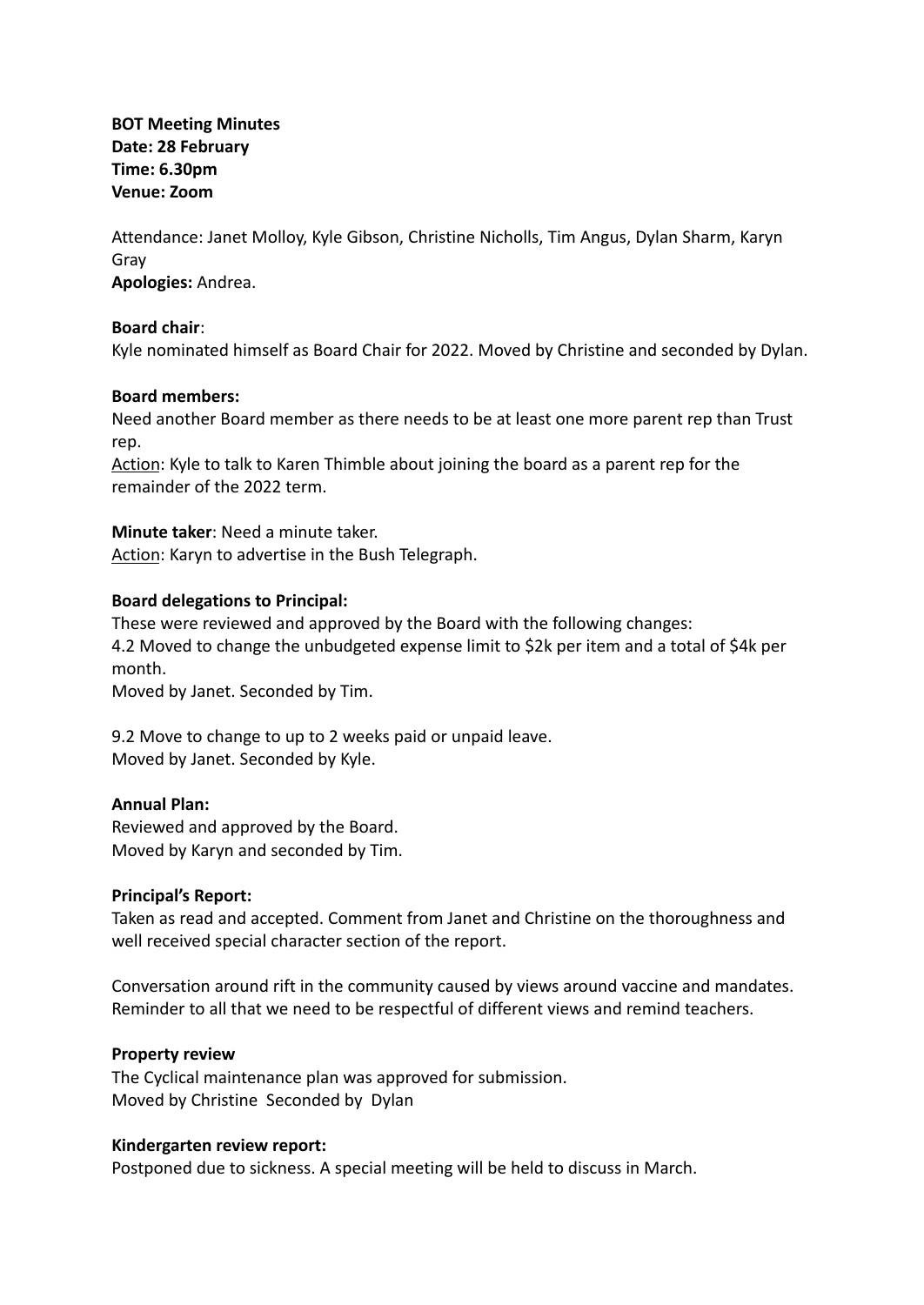**BOT Meeting Minutes**
**Date: 28 February**
**Time: 6.30pm**
**Venue: Zoom**

Attendance: Janet Molloy, Kyle Gibson, Christine Nicholls, Tim Angus, Dylan Sharm, Karyn Gray
**Apologies:** Andrea.

**Board chair**:
Kyle nominated himself as Board Chair for 2022. Moved by Christine and seconded by Dylan.

**Board members:**
Need another Board member as there needs to be at least one more parent rep than Trust rep.
Action: Kyle to talk to Karen Thimble about joining the board as a parent rep for the remainder of the 2022 term.

**Minute taker**: Need a minute taker.
Action: Karyn to advertise in the Bush Telegraph.

**Board delegations to Principal:**
These were reviewed and approved by the Board with the following changes:
4.2 Moved to change the unbudgeted expense limit to $2k per item and a total of $4k per month.
Moved by Janet. Seconded by Tim.

9.2 Move to change to up to 2 weeks paid or unpaid leave.
Moved by Janet. Seconded by Kyle.

**Annual Plan:**
Reviewed and approved by the Board.
Moved by Karyn and seconded by Tim.

**Principal's Report:**
Taken as read and accepted. Comment from Janet and Christine on the thoroughness and well received special character section of the report.

Conversation around rift in the community caused by views around vaccine and mandates. Reminder to all that we need to be respectful of different views and remind teachers.

**Property review**
The Cyclical maintenance plan was approved for submission.
Moved by Christine Seconded by Dylan

**Kindergarten review report:**
Postponed due to sickness. A special meeting will be held to discuss in March.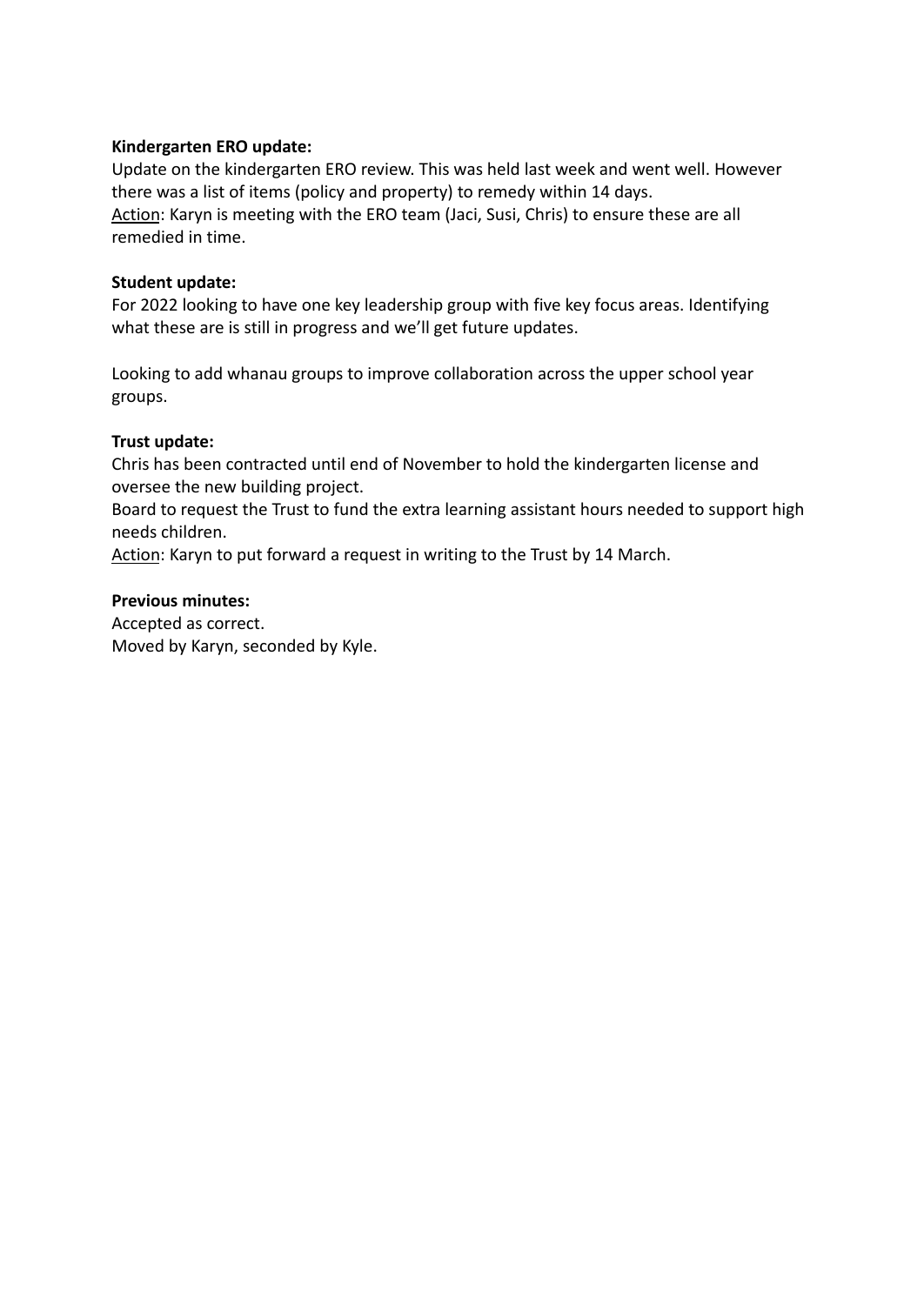**Kindergarten ERO update:**
Update on the kindergarten ERO review. This was held last week and went well. However there was a list of items (policy and property) to remedy within 14 days.
<u>Action</u>: Karyn is meeting with the ERO team (Jaci, Susi, Chris) to ensure these are all remedied in time.

**Student update:**
For 2022 looking to have one key leadership group with five key focus areas. Identifying what these are is still in progress and we'll get future updates.

Looking to add whanau groups to improve collaboration across the upper school year groups.

**Trust update:**
Chris has been contracted until end of November to hold the kindergarten license and oversee the new building project.
Board to request the Trust to fund the extra learning assistant hours needed to support high needs children.
<u>Action</u>: Karyn to put forward a request in writing to the Trust by 14 March.

**Previous minutes:**
Accepted as correct.
Moved by Karyn, seconded by Kyle.